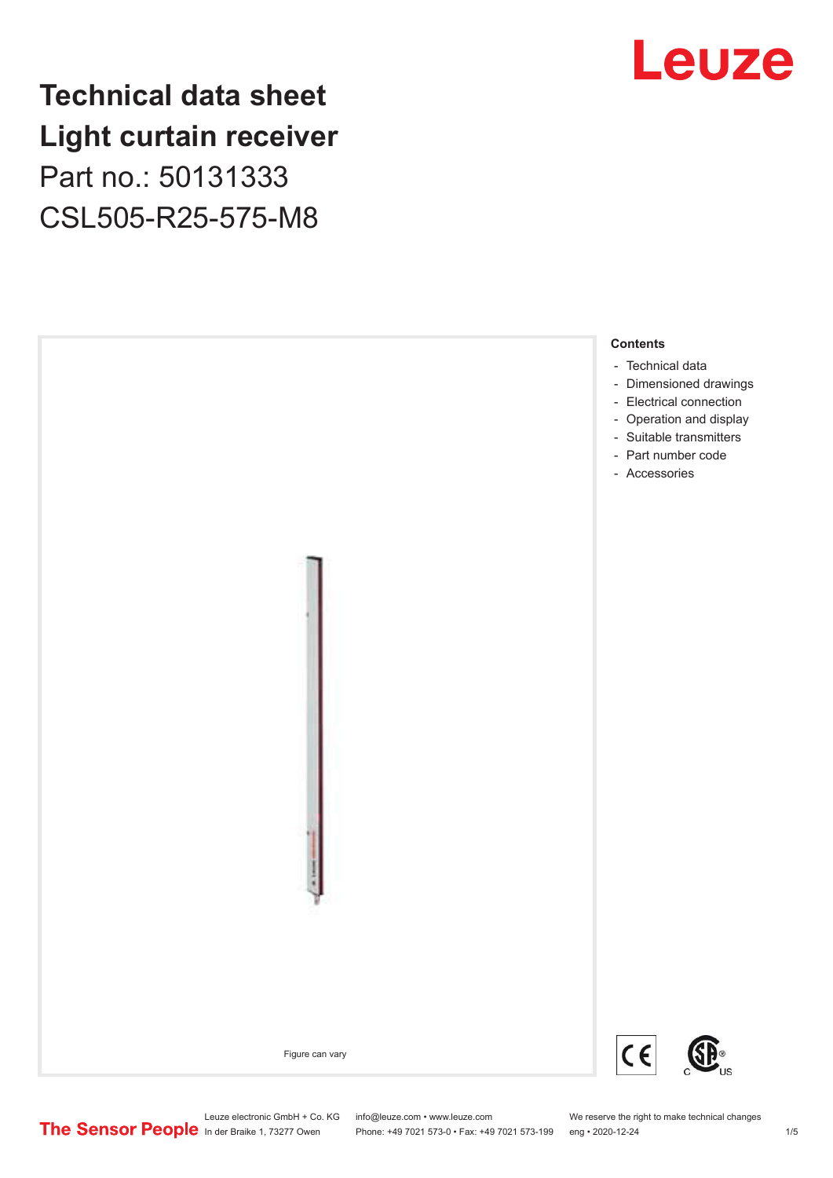# Technical data sheet
# Light curtain receiver

Part no.: 50131333

CSL505-R25-575-M8

Figure can vary

**Contents**

- Technical data
- Dimensioned drawings
- Electrical connection
- Operation and display
- Suitable transmitters
- Part number code
- Accessories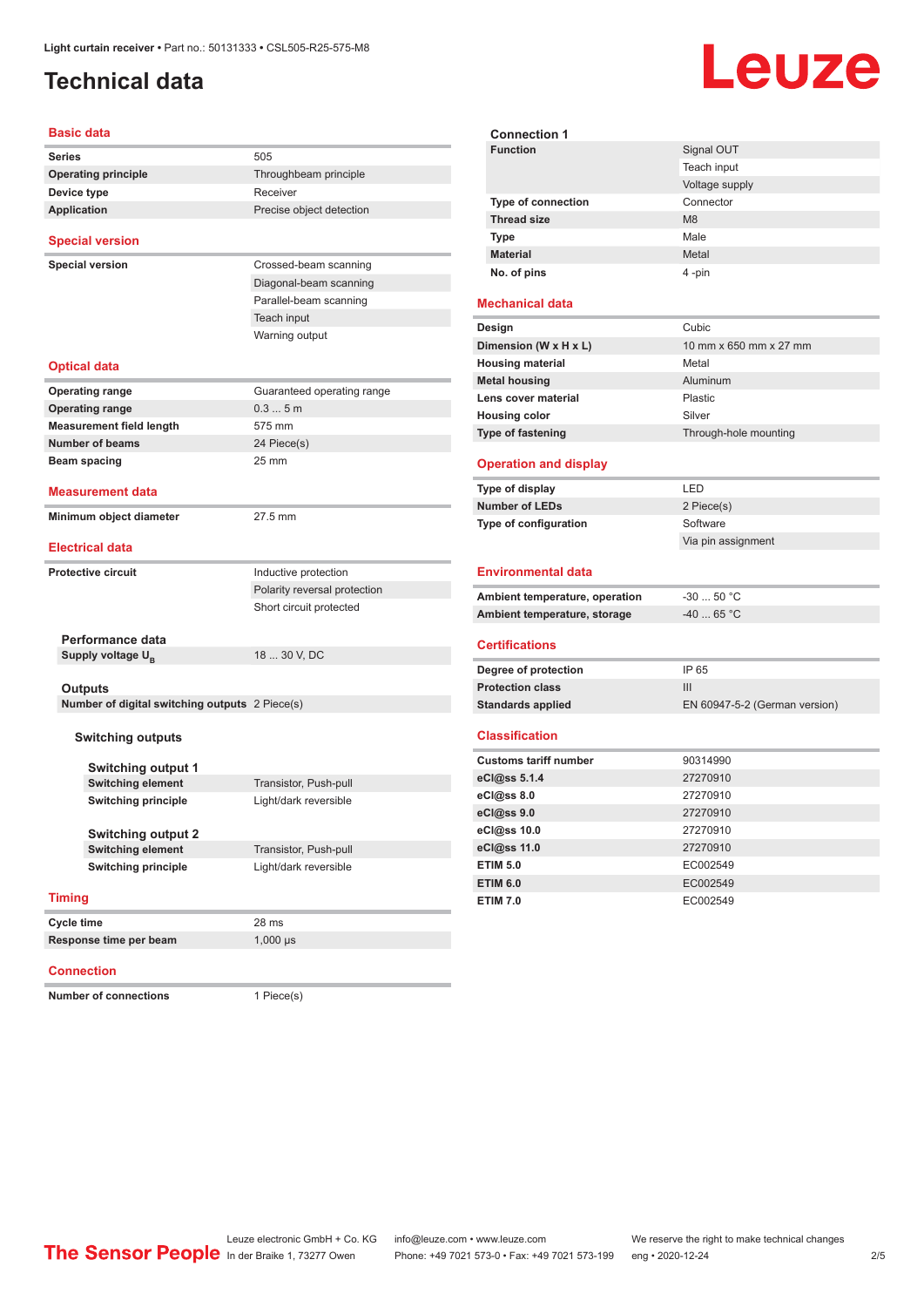# Technical data

## Basic data

| | |
|---|---|
| **Series** | 505 |
| **Operating principle** | Throughbeam principle |
| **Device type** | Receiver |
| **Application** | Precise object detection |

## Special version

| | |
|---|---|
| **Special version** | Crossed-beam scanning |
| | Diagonal-beam scanning |
| | Parallel-beam scanning |
| | Teach input |
| | Warning output |

## Optical data

| | |
|---|---|
| **Operating range** | Guaranteed operating range |
| **Operating range** | 0.3 ... 5 m |
| **Measurement field length** | 575 mm |
| **Number of beams** | 24 Piece(s) |
| **Beam spacing** | 25 mm |

## Measurement data

| | |
|---|---|
| **Minimum object diameter** | 27.5 mm |

## Electrical data

| | |
|---|---|
| **Protective circuit** | Inductive protection |
| | Polarity reversal protection |
| | Short circuit protected |

### Performance data

| | |
|---|---|
| **Supply voltage $U_B$** | 18 ... 30 V, DC |

### Outputs

| | |
|---|---|
| **Number of digital switching outputs** | 2 Piece(s) |

#### Switching outputs

##### Switching output 1

| | |
|---|---|
| **Switching element** | Transistor, Push-pull |
| **Switching principle** | Light/dark reversible |

##### Switching output 2

| | |
|---|---|
| **Switching element** | Transistor, Push-pull |
| **Switching principle** | Light/dark reversible |

## Timing

| | |
|---|---|
| **Cycle time** | 28 ms |
| **Response time per beam** | 1,000 µs |

## Connection

| | |
|---|---|
| **Number of connections** | 1 Piece(s) |

### Connection 1

| | |
|---|---|
| **Function** | Signal OUT |
| | Teach input |
| | Voltage supply |
| **Type of connection** | Connector |
| **Thread size** | M8 |
| **Type** | Male |
| **Material** | Metal |
| **No. of pins** | 4 -pin |

## Mechanical data

| | |
|---|---|
| **Design** | Cubic |
| **Dimension (W x H x L)** | 10 mm x 650 mm x 27 mm |
| **Housing material** | Metal |
| **Metal housing** | Aluminum |
| **Lens cover material** | Plastic |
| **Housing color** | Silver |
| **Type of fastening** | Through-hole mounting |

## Operation and display

| | |
|---|---|
| **Type of display** | LED |
| **Number of LEDs** | 2 Piece(s) |
| **Type of configuration** | Software |
| | Via pin assignment |

## Environmental data

| | |
|---|---|
| **Ambient temperature, operation** | -30 ... 50 °C |
| **Ambient temperature, storage** | -40 ... 65 °C |

## Certifications

| | |
|---|---|
| **Degree of protection** | IP 65 |
| **Protection class** | III |
| **Standards applied** | EN 60947-5-2 (German version) |

## Classification

| | |
|---|---|
| **Customs tariff number** | 90314990 |
| **eCl@ss 5.1.4** | 27270910 |
| **eCl@ss 8.0** | 27270910 |
| **eCl@ss 9.0** | 27270910 |
| **eCl@ss 10.0** | 27270910 |
| **eCl@ss 11.0** | 27270910 |
| **ETIM 5.0** | EC002549 |
| **ETIM 6.0** | EC002549 |
| **ETIM 7.0** | EC002549 |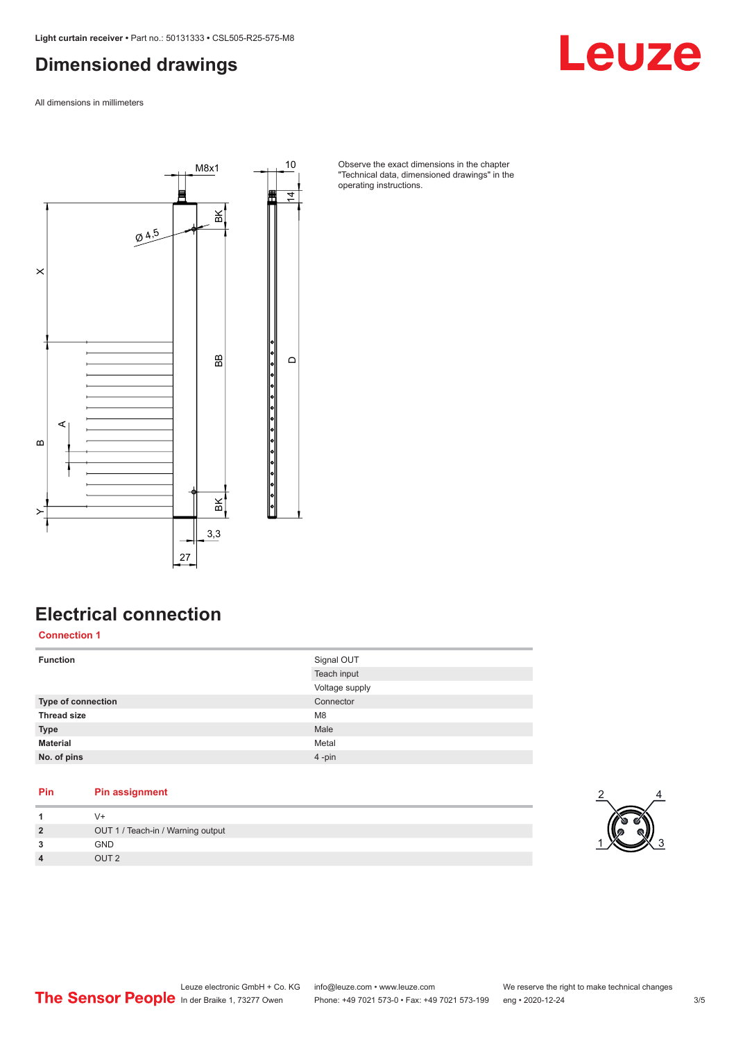# Dimensioned drawings

All dimensions in millimeters

Observe the exact dimensions in the chapter "Technical data, dimensioned drawings" in the operating instructions.

# Electrical connection

## Connection 1

| | |
|---|---|
| **Function** | Signal OUT |
| | Teach input |
| | Voltage supply |
| **Type of connection** | Connector |
| **Thread size** | M8 |
| **Type** | Male |
| **Material** | Metal |
| **No. of pins** | 4 -pin |

| Pin | Pin assignment |
|---|---|
| 1 | V+ |
| 2 | OUT 1 / Teach-in / Warning output |
| 3 | GND |
| 4 | OUT 2 |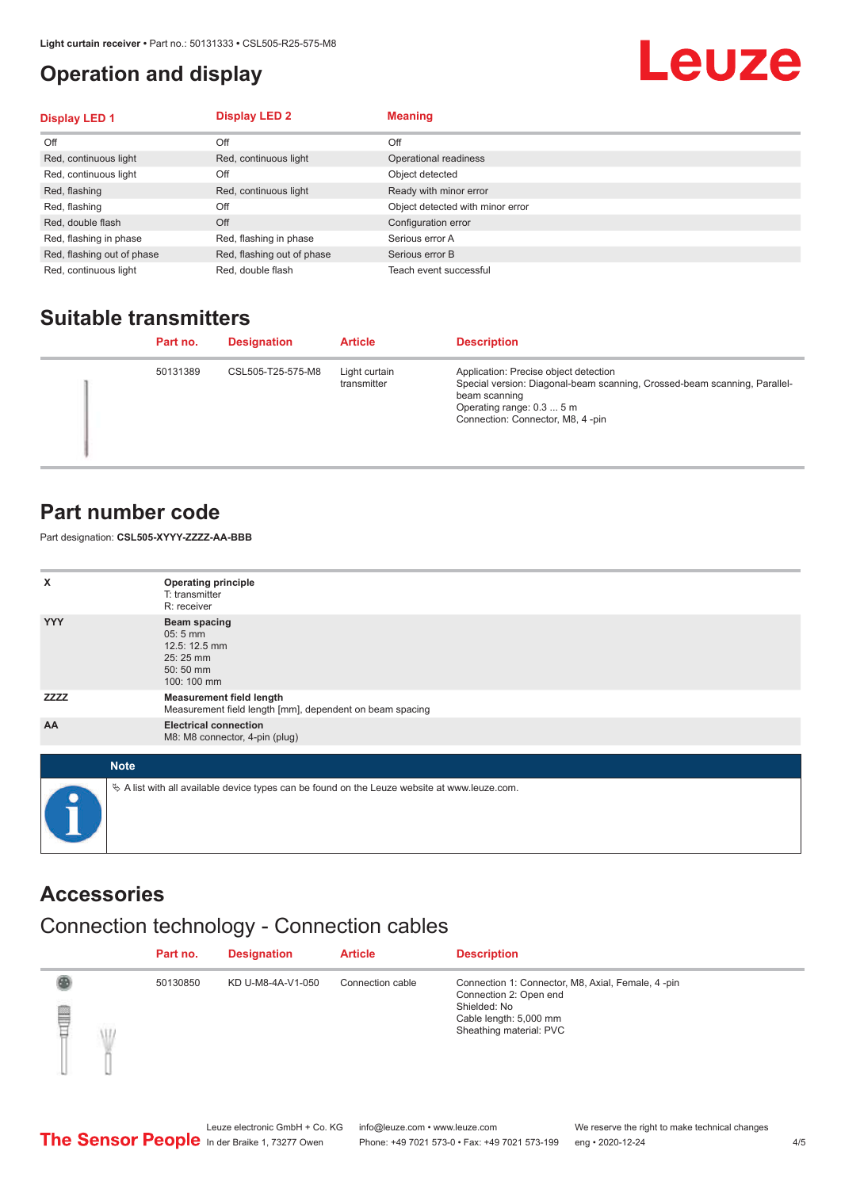## Operation and display

| Display LED 1 | Display LED 2 | Meaning |
|---|---|---|
| Off | Off | Off |
| Red, continuous light | Red, continuous light | Operational readiness |
| Red, continuous light | Off | Object detected |
| Red, flashing | Red, continuous light | Ready with minor error |
| Red, flashing | Off | Object detected with minor error |
| Red, double flash | Off | Configuration error |
| Red, flashing in phase | Red, flashing in phase | Serious error A |
| Red, flashing out of phase | Red, flashing out of phase | Serious error B |
| Red, continuous light | Red, double flash | Teach event successful |

## Suitable transmitters

| Part no. | Designation | Article | Description |
|---|---|---|---|
| 50131389 | CSL505-T25-575-M8 | Light curtain transmitter | Application: Precise object detection<br>Special version: Diagonal-beam scanning, Crossed-beam scanning, Parallel-beam scanning<br>Operating range: 0.3 ... 5 m<br>Connection: Connector, M8, 4 -pin |

## Part number code

Part designation: **CSL505-XYYY-ZZZZ-AA-BBB**

| | |
|---|---|
| X | **Operating principle**<br>T: transmitter<br>R: receiver |
| YYY | **Beam spacing**<br>05: 5 mm<br>12.5: 12.5 mm<br>25: 25 mm<br>50: 50 mm<br>100: 100 mm |
| ZZZZ | **Measurement field length**<br>Measurement field length [mm], dependent on beam spacing |
| AA | **Electrical connection**<br>M8: M8 connector, 4-pin (plug) |

**Note**

↳ A list with all available device types can be found on the Leuze website at www.leuze.com.

## Accessories

### Connection technology - Connection cables

| Part no. | Designation | Article | Description |
|---|---|---|---|
| 50130850 | KD U-M8-4A-V1-050 | Connection cable | Connection 1: Connector, M8, Axial, Female, 4 -pin<br>Connection 2: Open end<br>Shielded: No<br>Cable length: 5,000 mm<br>Sheathing material: PVC |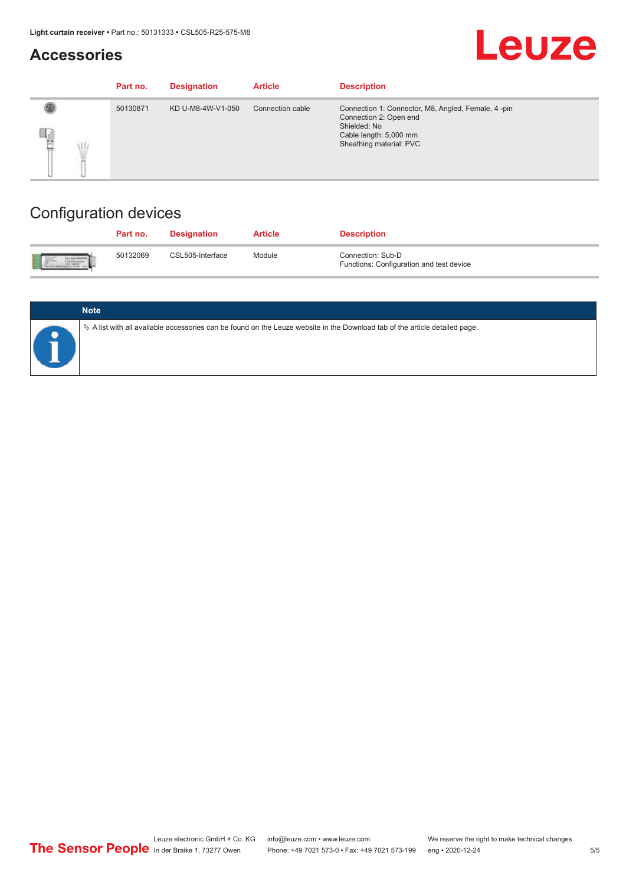## Accessories

| | Part no. | Designation | Article | Description |
|---|---|---|---|---|
| | 50130871 | KD U-M8-4W-V1-050 | Connection cable | Connection 1: Connector, M8, Angled, Female, 4 -pin<br>Connection 2: Open end<br>Shielded: No<br>Cable length: 5,000 mm<br>Sheathing material: PVC |

## Configuration devices

| | Part no. | Designation | Article | Description |
|---|---|---|---|---|
| | 50132069 | CSL505-Interface | Module | Connection: Sub-D<br>Functions: Configuration and test device |

**Note**

🔖 A list with all available accessories can be found on the Leuze website in the Download tab of the article detailed page.